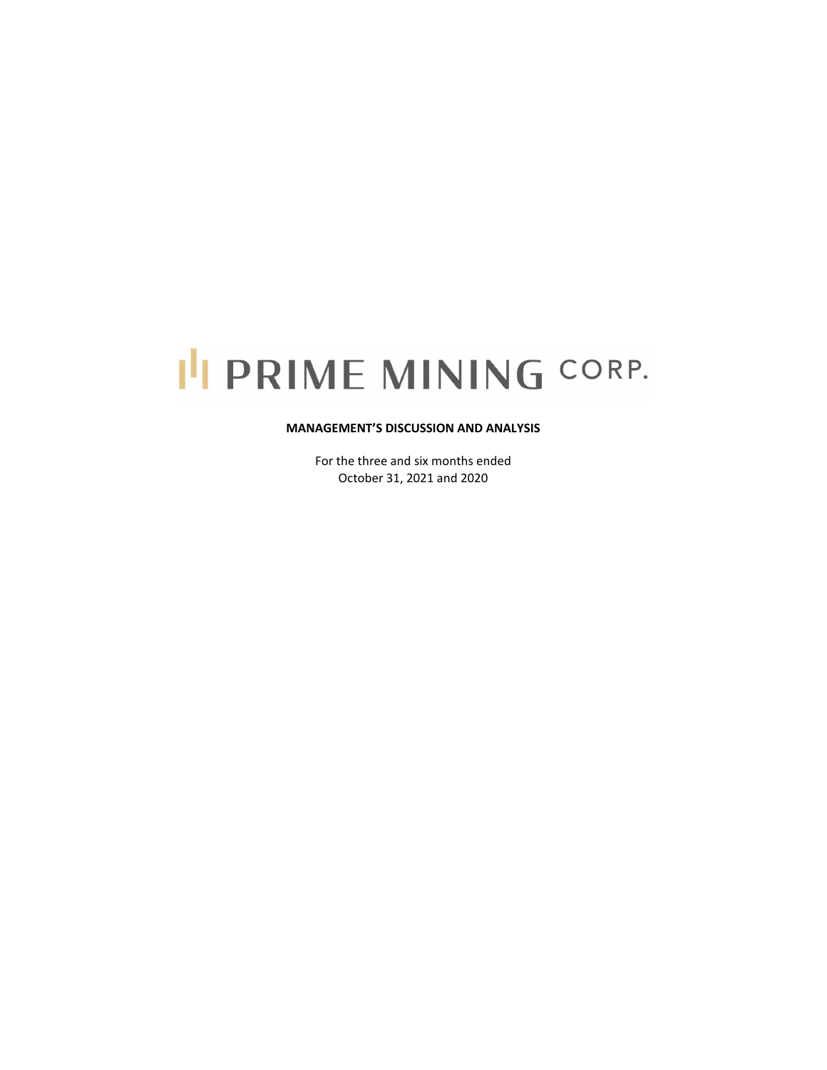# PRIME MINING CORP.

**MANAGEMENT'S DISCUSSION AND ANALYSIS**

For the three and six months ended
October 31, 2021 and 2020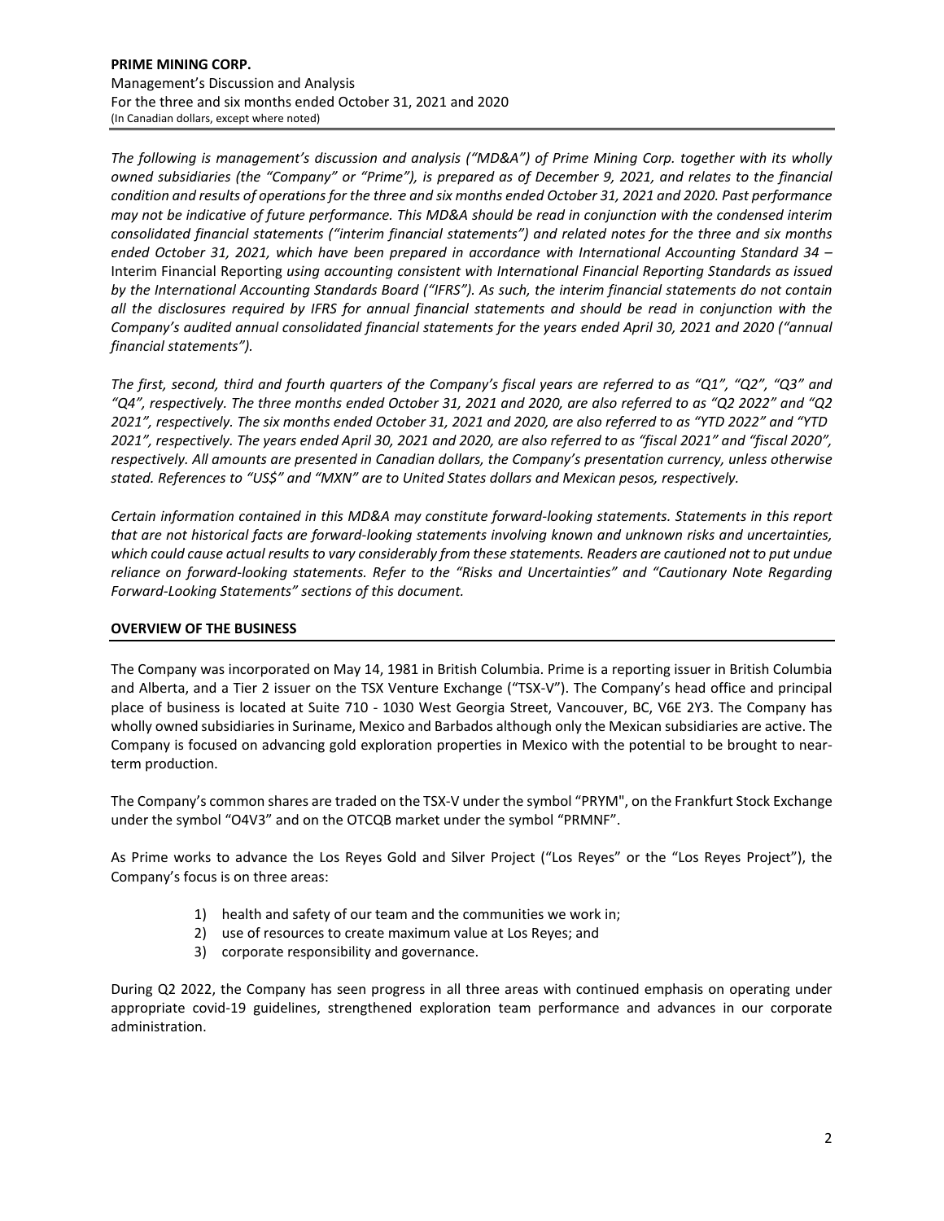*The following is management's discussion and analysis ("MD&A") of Prime Mining Corp. together with its wholly owned subsidiaries (the "Company" or "Prime"), is prepared as of December 9, 2021, and relates to the financial condition and results of operations for the three and six months ended October 31, 2021 and 2020. Past performance may not be indicative of future performance. This MD&A should be read in conjunction with the condensed interim consolidated financial statements ("interim financial statements") and related notes for the three and six months ended October 31, 2021, which have been prepared in accordance with International Accounting Standard 34 –* Interim Financial Reporting *using accounting consistent with International Financial Reporting Standards as issued by the International Accounting Standards Board ("IFRS"). As such, the interim financial statements do not contain all the disclosures required by IFRS for annual financial statements and should be read in conjunction with the Company's audited annual consolidated financial statements for the years ended April 30, 2021 and 2020 ("annual financial statements").*

*The first, second, third and fourth quarters of the Company's fiscal years are referred to as "Q1", "Q2", "Q3" and "Q4", respectively. The three months ended October 31, 2021 and 2020, are also referred to as "Q2 2022" and "Q2 2021", respectively. The six months ended October 31, 2021 and 2020, are also referred to as "YTD 2022" and "YTD 2021", respectively. The years ended April 30, 2021 and 2020, are also referred to as "fiscal 2021" and "fiscal 2020", respectively. All amounts are presented in Canadian dollars, the Company's presentation currency, unless otherwise stated. References to "US$" and "MXN" are to United States dollars and Mexican pesos, respectively.*

*Certain information contained in this MD&A may constitute forward-looking statements. Statements in this report that are not historical facts are forward-looking statements involving known and unknown risks and uncertainties, which could cause actual results to vary considerably from these statements. Readers are cautioned not to put undue reliance on forward-looking statements. Refer to the "Risks and Uncertainties" and "Cautionary Note Regarding Forward-Looking Statements" sections of this document.*

## OVERVIEW OF THE BUSINESS

The Company was incorporated on May 14, 1981 in British Columbia. Prime is a reporting issuer in British Columbia and Alberta, and a Tier 2 issuer on the TSX Venture Exchange ("TSX-V"). The Company's head office and principal place of business is located at Suite 710 - 1030 West Georgia Street, Vancouver, BC, V6E 2Y3. The Company has wholly owned subsidiaries in Suriname, Mexico and Barbados although only the Mexican subsidiaries are active. The Company is focused on advancing gold exploration properties in Mexico with the potential to be brought to near-term production.

The Company's common shares are traded on the TSX-V under the symbol "PRYM", on the Frankfurt Stock Exchange under the symbol "O4V3" and on the OTCQB market under the symbol "PRMNF".

As Prime works to advance the Los Reyes Gold and Silver Project ("Los Reyes" or the "Los Reyes Project"), the Company's focus is on three areas:

1) health and safety of our team and the communities we work in;
2) use of resources to create maximum value at Los Reyes; and
3) corporate responsibility and governance.

During Q2 2022, the Company has seen progress in all three areas with continued emphasis on operating under appropriate covid-19 guidelines, strengthened exploration team performance and advances in our corporate administration.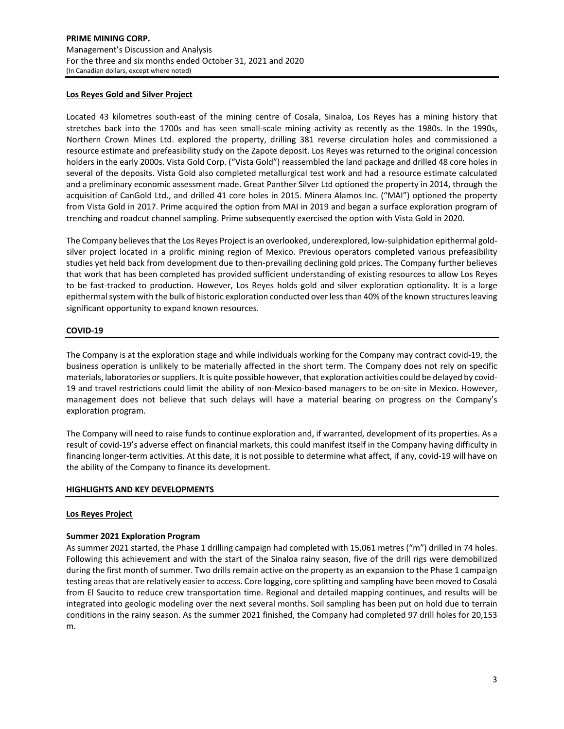## Los Reyes Gold and Silver Project

Located 43 kilometres south-east of the mining centre of Cosala, Sinaloa, Los Reyes has a mining history that stretches back into the 1700s and has seen small-scale mining activity as recently as the 1980s. In the 1990s, Northern Crown Mines Ltd. explored the property, drilling 381 reverse circulation holes and commissioned a resource estimate and prefeasibility study on the Zapote deposit. Los Reyes was returned to the original concession holders in the early 2000s. Vista Gold Corp. ("Vista Gold") reassembled the land package and drilled 48 core holes in several of the deposits. Vista Gold also completed metallurgical test work and had a resource estimate calculated and a preliminary economic assessment made. Great Panther Silver Ltd optioned the property in 2014, through the acquisition of CanGold Ltd., and drilled 41 core holes in 2015. Minera Alamos Inc. ("MAI") optioned the property from Vista Gold in 2017. Prime acquired the option from MAI in 2019 and began a surface exploration program of trenching and roadcut channel sampling. Prime subsequently exercised the option with Vista Gold in 2020.

The Company believes that the Los Reyes Project is an overlooked, underexplored, low-sulphidation epithermal gold-silver project located in a prolific mining region of Mexico. Previous operators completed various prefeasibility studies yet held back from development due to then-prevailing declining gold prices. The Company further believes that work that has been completed has provided sufficient understanding of existing resources to allow Los Reyes to be fast-tracked to production. However, Los Reyes holds gold and silver exploration optionality. It is a large epithermal system with the bulk of historic exploration conducted over less than 40% of the known structures leaving significant opportunity to expand known resources.

## COVID-19

The Company is at the exploration stage and while individuals working for the Company may contract covid-19, the business operation is unlikely to be materially affected in the short term. The Company does not rely on specific materials, laboratories or suppliers. It is quite possible however, that exploration activities could be delayed by covid-19 and travel restrictions could limit the ability of non-Mexico-based managers to be on-site in Mexico. However, management does not believe that such delays will have a material bearing on progress on the Company's exploration program.

The Company will need to raise funds to continue exploration and, if warranted, development of its properties. As a result of covid-19's adverse effect on financial markets, this could manifest itself in the Company having difficulty in financing longer-term activities. At this date, it is not possible to determine what affect, if any, covid-19 will have on the ability of the Company to finance its development.

## HIGHLIGHTS AND KEY DEVELOPMENTS

### Los Reyes Project

#### Summer 2021 Exploration Program

As summer 2021 started, the Phase 1 drilling campaign had completed with 15,061 metres ("m") drilled in 74 holes. Following this achievement and with the start of the Sinaloa rainy season, five of the drill rigs were demobilized during the first month of summer. Two drills remain active on the property as an expansion to the Phase 1 campaign testing areas that are relatively easier to access. Core logging, core splitting and sampling have been moved to Cosalá from El Saucito to reduce crew transportation time. Regional and detailed mapping continues, and results will be integrated into geologic modeling over the next several months. Soil sampling has been put on hold due to terrain conditions in the rainy season. As the summer 2021 finished, the Company had completed 97 drill holes for 20,153 m.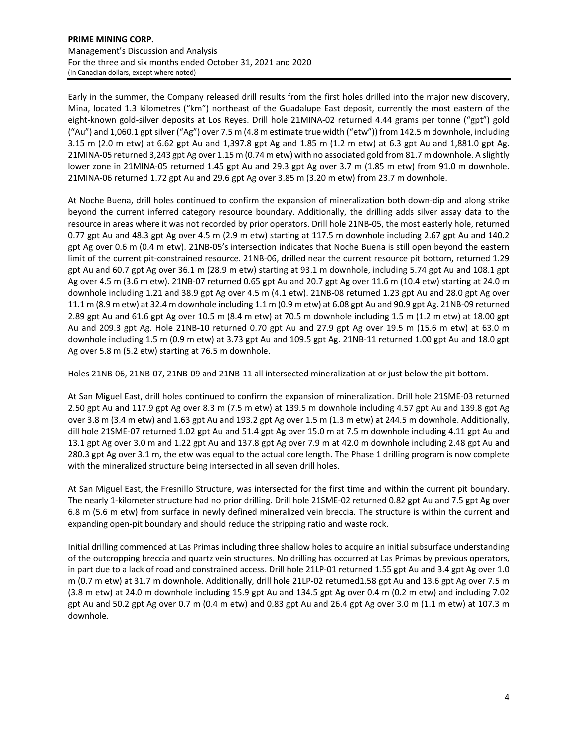Early in the summer, the Company released drill results from the first holes drilled into the major new discovery, Mina, located 1.3 kilometres ("km") northeast of the Guadalupe East deposit, currently the most eastern of the eight-known gold-silver deposits at Los Reyes. Drill hole 21MINA-02 returned 4.44 grams per tonne ("gpt") gold ("Au") and 1,060.1 gpt silver ("Ag") over 7.5 m (4.8 m estimate true width ("etw")) from 142.5 m downhole, including 3.15 m (2.0 m etw) at 6.62 gpt Au and 1,397.8 gpt Ag and 1.85 m (1.2 m etw) at 6.3 gpt Au and 1,881.0 gpt Ag. 21MINA-05 returned 3,243 gpt Ag over 1.15 m (0.74 m etw) with no associated gold from 81.7 m downhole. A slightly lower zone in 21MINA-05 returned 1.45 gpt Au and 29.3 gpt Ag over 3.7 m (1.85 m etw) from 91.0 m downhole. 21MINA-06 returned 1.72 gpt Au and 29.6 gpt Ag over 3.85 m (3.20 m etw) from 23.7 m downhole.

At Noche Buena, drill holes continued to confirm the expansion of mineralization both down-dip and along strike beyond the current inferred category resource boundary. Additionally, the drilling adds silver assay data to the resource in areas where it was not recorded by prior operators. Drill hole 21NB-05, the most easterly hole, returned 0.77 gpt Au and 48.3 gpt Ag over 4.5 m (2.9 m etw) starting at 117.5 m downhole including 2.67 gpt Au and 140.2 gpt Ag over 0.6 m (0.4 m etw). 21NB-05's intersection indicates that Noche Buena is still open beyond the eastern limit of the current pit-constrained resource. 21NB-06, drilled near the current resource pit bottom, returned 1.29 gpt Au and 60.7 gpt Ag over 36.1 m (28.9 m etw) starting at 93.1 m downhole, including 5.74 gpt Au and 108.1 gpt Ag over 4.5 m (3.6 m etw). 21NB-07 returned 0.65 gpt Au and 20.7 gpt Ag over 11.6 m (10.4 etw) starting at 24.0 m downhole including 1.21 and 38.9 gpt Ag over 4.5 m (4.1 etw). 21NB-08 returned 1.23 gpt Au and 28.0 gpt Ag over 11.1 m (8.9 m etw) at 32.4 m downhole including 1.1 m (0.9 m etw) at 6.08 gpt Au and 90.9 gpt Ag. 21NB-09 returned 2.89 gpt Au and 61.6 gpt Ag over 10.5 m (8.4 m etw) at 70.5 m downhole including 1.5 m (1.2 m etw) at 18.00 gpt Au and 209.3 gpt Ag. Hole 21NB-10 returned 0.70 gpt Au and 27.9 gpt Ag over 19.5 m (15.6 m etw) at 63.0 m downhole including 1.5 m (0.9 m etw) at 3.73 gpt Au and 109.5 gpt Ag. 21NB-11 returned 1.00 gpt Au and 18.0 gpt Ag over 5.8 m (5.2 etw) starting at 76.5 m downhole.

Holes 21NB-06, 21NB-07, 21NB-09 and 21NB-11 all intersected mineralization at or just below the pit bottom.

At San Miguel East, drill holes continued to confirm the expansion of mineralization. Drill hole 21SME-03 returned 2.50 gpt Au and 117.9 gpt Ag over 8.3 m (7.5 m etw) at 139.5 m downhole including 4.57 gpt Au and 139.8 gpt Ag over 3.8 m (3.4 m etw) and 1.63 gpt Au and 193.2 gpt Ag over 1.5 m (1.3 m etw) at 244.5 m downhole. Additionally, dill hole 21SME-07 returned 1.02 gpt Au and 51.4 gpt Ag over 15.0 m at 7.5 m downhole including 4.11 gpt Au and 13.1 gpt Ag over 3.0 m and 1.22 gpt Au and 137.8 gpt Ag over 7.9 m at 42.0 m downhole including 2.48 gpt Au and 280.3 gpt Ag over 3.1 m, the etw was equal to the actual core length. The Phase 1 drilling program is now complete with the mineralized structure being intersected in all seven drill holes.

At San Miguel East, the Fresnillo Structure, was intersected for the first time and within the current pit boundary. The nearly 1-kilometer structure had no prior drilling. Drill hole 21SME-02 returned 0.82 gpt Au and 7.5 gpt Ag over 6.8 m (5.6 m etw) from surface in newly defined mineralized vein breccia. The structure is within the current and expanding open-pit boundary and should reduce the stripping ratio and waste rock.

Initial drilling commenced at Las Primas including three shallow holes to acquire an initial subsurface understanding of the outcropping breccia and quartz vein structures. No drilling has occurred at Las Primas by previous operators, in part due to a lack of road and constrained access. Drill hole 21LP-01 returned 1.55 gpt Au and 3.4 gpt Ag over 1.0 m (0.7 m etw) at 31.7 m downhole. Additionally, drill hole 21LP-02 returned1.58 gpt Au and 13.6 gpt Ag over 7.5 m (3.8 m etw) at 24.0 m downhole including 15.9 gpt Au and 134.5 gpt Ag over 0.4 m (0.2 m etw) and including 7.02 gpt Au and 50.2 gpt Ag over 0.7 m (0.4 m etw) and 0.83 gpt Au and 26.4 gpt Ag over 3.0 m (1.1 m etw) at 107.3 m downhole.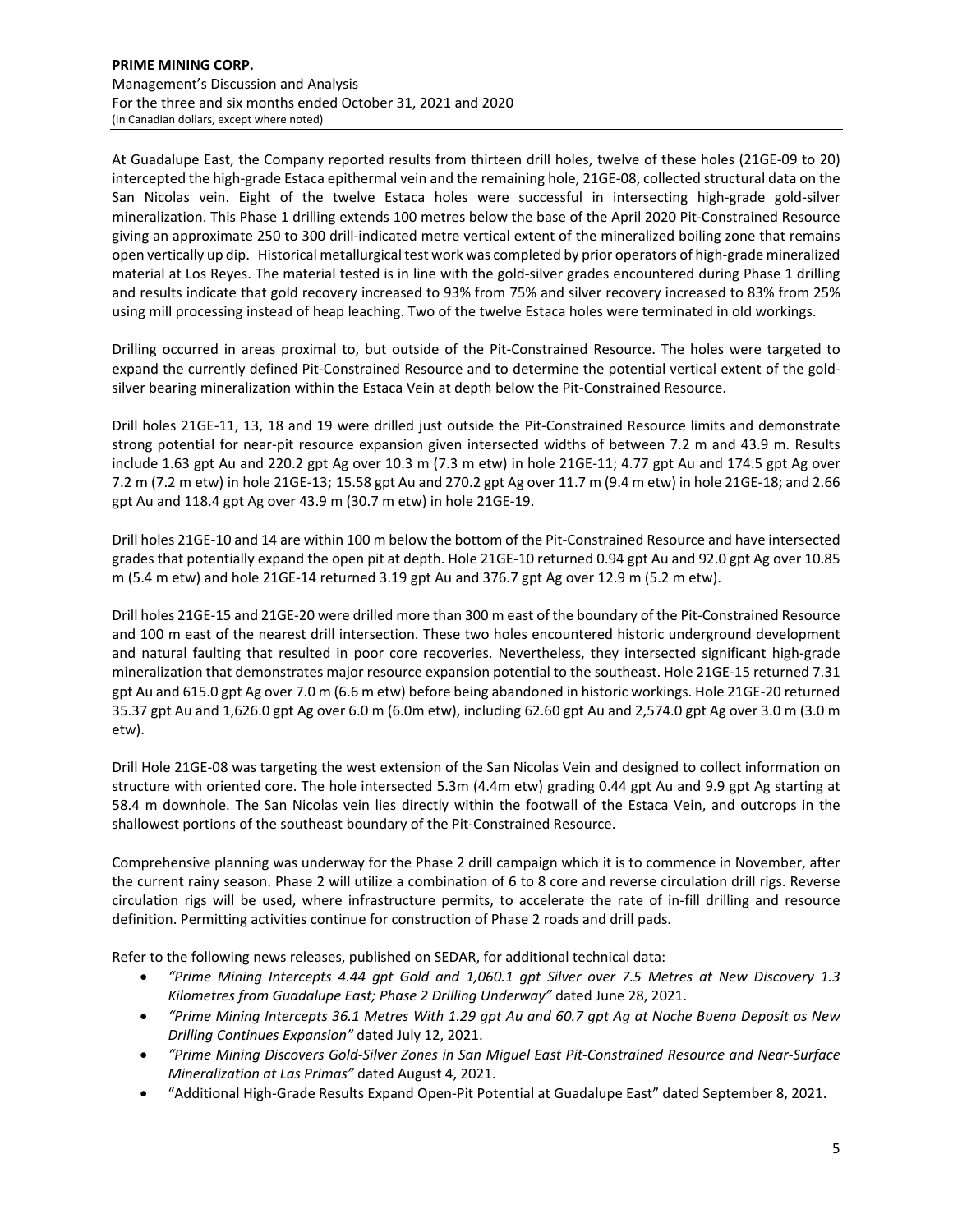At Guadalupe East, the Company reported results from thirteen drill holes, twelve of these holes (21GE-09 to 20) intercepted the high-grade Estaca epithermal vein and the remaining hole, 21GE-08, collected structural data on the San Nicolas vein. Eight of the twelve Estaca holes were successful in intersecting high-grade gold-silver mineralization. This Phase 1 drilling extends 100 metres below the base of the April 2020 Pit-Constrained Resource giving an approximate 250 to 300 drill-indicated metre vertical extent of the mineralized boiling zone that remains open vertically up dip. Historical metallurgical test work was completed by prior operators of high-grade mineralized material at Los Reyes. The material tested is in line with the gold-silver grades encountered during Phase 1 drilling and results indicate that gold recovery increased to 93% from 75% and silver recovery increased to 83% from 25% using mill processing instead of heap leaching. Two of the twelve Estaca holes were terminated in old workings.

Drilling occurred in areas proximal to, but outside of the Pit-Constrained Resource. The holes were targeted to expand the currently defined Pit-Constrained Resource and to determine the potential vertical extent of the gold-silver bearing mineralization within the Estaca Vein at depth below the Pit-Constrained Resource.

Drill holes 21GE-11, 13, 18 and 19 were drilled just outside the Pit-Constrained Resource limits and demonstrate strong potential for near-pit resource expansion given intersected widths of between 7.2 m and 43.9 m. Results include 1.63 gpt Au and 220.2 gpt Ag over 10.3 m (7.3 m etw) in hole 21GE-11; 4.77 gpt Au and 174.5 gpt Ag over 7.2 m (7.2 m etw) in hole 21GE-13; 15.58 gpt Au and 270.2 gpt Ag over 11.7 m (9.4 m etw) in hole 21GE-18; and 2.66 gpt Au and 118.4 gpt Ag over 43.9 m (30.7 m etw) in hole 21GE-19.

Drill holes 21GE-10 and 14 are within 100 m below the bottom of the Pit-Constrained Resource and have intersected grades that potentially expand the open pit at depth. Hole 21GE-10 returned 0.94 gpt Au and 92.0 gpt Ag over 10.85 m (5.4 m etw) and hole 21GE-14 returned 3.19 gpt Au and 376.7 gpt Ag over 12.9 m (5.2 m etw).

Drill holes 21GE-15 and 21GE-20 were drilled more than 300 m east of the boundary of the Pit-Constrained Resource and 100 m east of the nearest drill intersection. These two holes encountered historic underground development and natural faulting that resulted in poor core recoveries. Nevertheless, they intersected significant high-grade mineralization that demonstrates major resource expansion potential to the southeast. Hole 21GE-15 returned 7.31 gpt Au and 615.0 gpt Ag over 7.0 m (6.6 m etw) before being abandoned in historic workings. Hole 21GE-20 returned 35.37 gpt Au and 1,626.0 gpt Ag over 6.0 m (6.0m etw), including 62.60 gpt Au and 2,574.0 gpt Ag over 3.0 m (3.0 m etw).

Drill Hole 21GE-08 was targeting the west extension of the San Nicolas Vein and designed to collect information on structure with oriented core. The hole intersected 5.3m (4.4m etw) grading 0.44 gpt Au and 9.9 gpt Ag starting at 58.4 m downhole. The San Nicolas vein lies directly within the footwall of the Estaca Vein, and outcrops in the shallowest portions of the southeast boundary of the Pit-Constrained Resource.

Comprehensive planning was underway for the Phase 2 drill campaign which it is to commence in November, after the current rainy season. Phase 2 will utilize a combination of 6 to 8 core and reverse circulation drill rigs. Reverse circulation rigs will be used, where infrastructure permits, to accelerate the rate of in-fill drilling and resource definition. Permitting activities continue for construction of Phase 2 roads and drill pads.

Refer to the following news releases, published on SEDAR, for additional technical data:

- *"Prime Mining Intercepts 4.44 gpt Gold and 1,060.1 gpt Silver over 7.5 Metres at New Discovery 1.3 Kilometres from Guadalupe East; Phase 2 Drilling Underway"* dated June 28, 2021.
- *"Prime Mining Intercepts 36.1 Metres With 1.29 gpt Au and 60.7 gpt Ag at Noche Buena Deposit as New Drilling Continues Expansion"* dated July 12, 2021.
- *"Prime Mining Discovers Gold-Silver Zones in San Miguel East Pit-Constrained Resource and Near-Surface Mineralization at Las Primas"* dated August 4, 2021.
- "Additional High-Grade Results Expand Open-Pit Potential at Guadalupe East" dated September 8, 2021.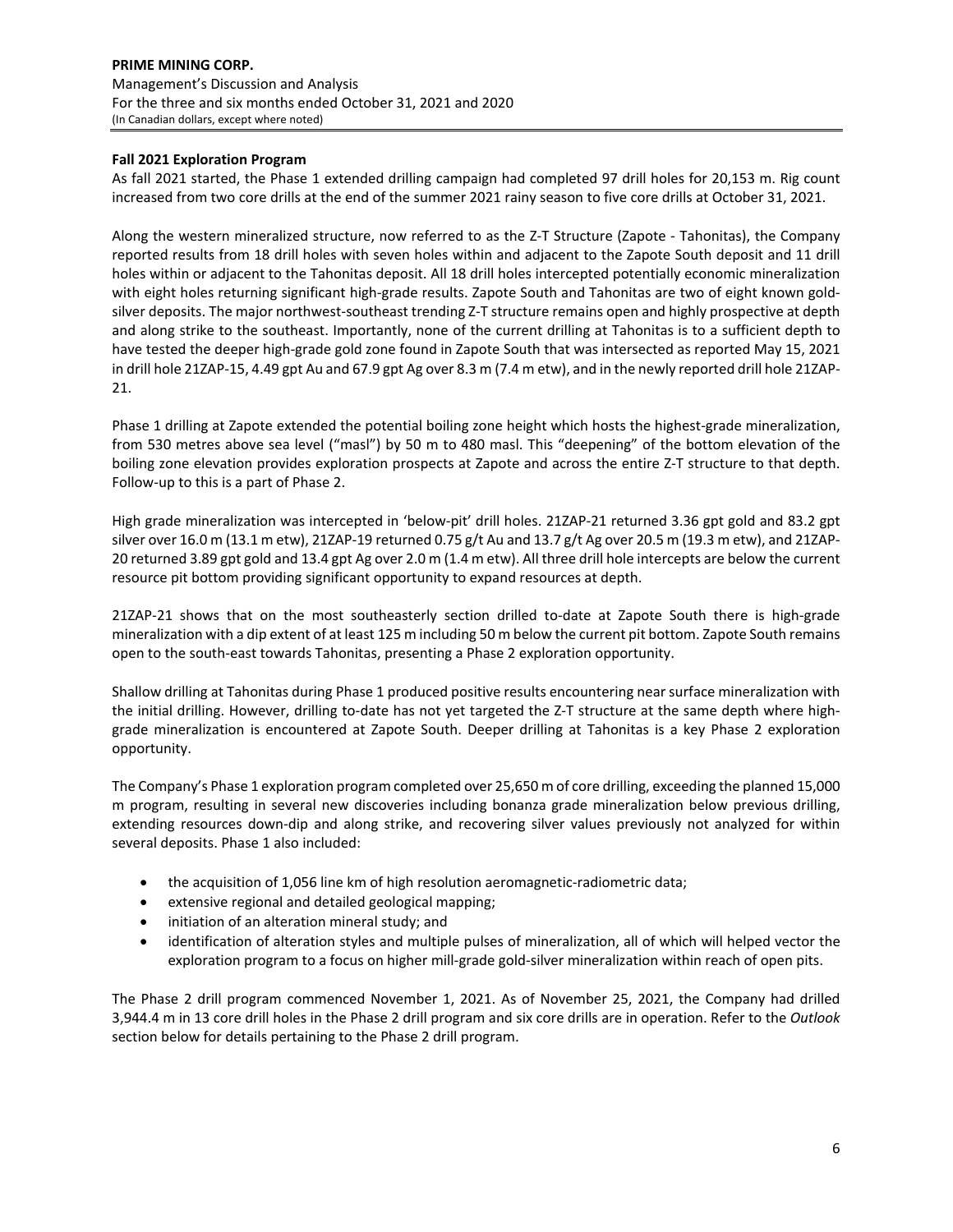**Fall 2021 Exploration Program**

As fall 2021 started, the Phase 1 extended drilling campaign had completed 97 drill holes for 20,153 m. Rig count increased from two core drills at the end of the summer 2021 rainy season to five core drills at October 31, 2021.

Along the western mineralized structure, now referred to as the Z-T Structure (Zapote - Tahonitas), the Company reported results from 18 drill holes with seven holes within and adjacent to the Zapote South deposit and 11 drill holes within or adjacent to the Tahonitas deposit. All 18 drill holes intercepted potentially economic mineralization with eight holes returning significant high-grade results. Zapote South and Tahonitas are two of eight known gold-silver deposits. The major northwest-southeast trending Z-T structure remains open and highly prospective at depth and along strike to the southeast. Importantly, none of the current drilling at Tahonitas is to a sufficient depth to have tested the deeper high-grade gold zone found in Zapote South that was intersected as reported May 15, 2021 in drill hole 21ZAP-15, 4.49 gpt Au and 67.9 gpt Ag over 8.3 m (7.4 m etw), and in the newly reported drill hole 21ZAP-21.

Phase 1 drilling at Zapote extended the potential boiling zone height which hosts the highest-grade mineralization, from 530 metres above sea level ("masl") by 50 m to 480 masl. This "deepening" of the bottom elevation of the boiling zone elevation provides exploration prospects at Zapote and across the entire Z-T structure to that depth. Follow-up to this is a part of Phase 2.

High grade mineralization was intercepted in 'below-pit' drill holes. 21ZAP-21 returned 3.36 gpt gold and 83.2 gpt silver over 16.0 m (13.1 m etw), 21ZAP-19 returned 0.75 g/t Au and 13.7 g/t Ag over 20.5 m (19.3 m etw), and 21ZAP-20 returned 3.89 gpt gold and 13.4 gpt Ag over 2.0 m (1.4 m etw). All three drill hole intercepts are below the current resource pit bottom providing significant opportunity to expand resources at depth.

21ZAP-21 shows that on the most southeasterly section drilled to-date at Zapote South there is high-grade mineralization with a dip extent of at least 125 m including 50 m below the current pit bottom. Zapote South remains open to the south-east towards Tahonitas, presenting a Phase 2 exploration opportunity.

Shallow drilling at Tahonitas during Phase 1 produced positive results encountering near surface mineralization with the initial drilling. However, drilling to-date has not yet targeted the Z-T structure at the same depth where high-grade mineralization is encountered at Zapote South. Deeper drilling at Tahonitas is a key Phase 2 exploration opportunity.

The Company's Phase 1 exploration program completed over 25,650 m of core drilling, exceeding the planned 15,000 m program, resulting in several new discoveries including bonanza grade mineralization below previous drilling, extending resources down-dip and along strike, and recovering silver values previously not analyzed for within several deposits. Phase 1 also included:

- the acquisition of 1,056 line km of high resolution aeromagnetic-radiometric data;
- extensive regional and detailed geological mapping;
- initiation of an alteration mineral study; and
- identification of alteration styles and multiple pulses of mineralization, all of which will helped vector the exploration program to a focus on higher mill-grade gold-silver mineralization within reach of open pits.

The Phase 2 drill program commenced November 1, 2021. As of November 25, 2021, the Company had drilled 3,944.4 m in 13 core drill holes in the Phase 2 drill program and six core drills are in operation. Refer to the *Outlook* section below for details pertaining to the Phase 2 drill program.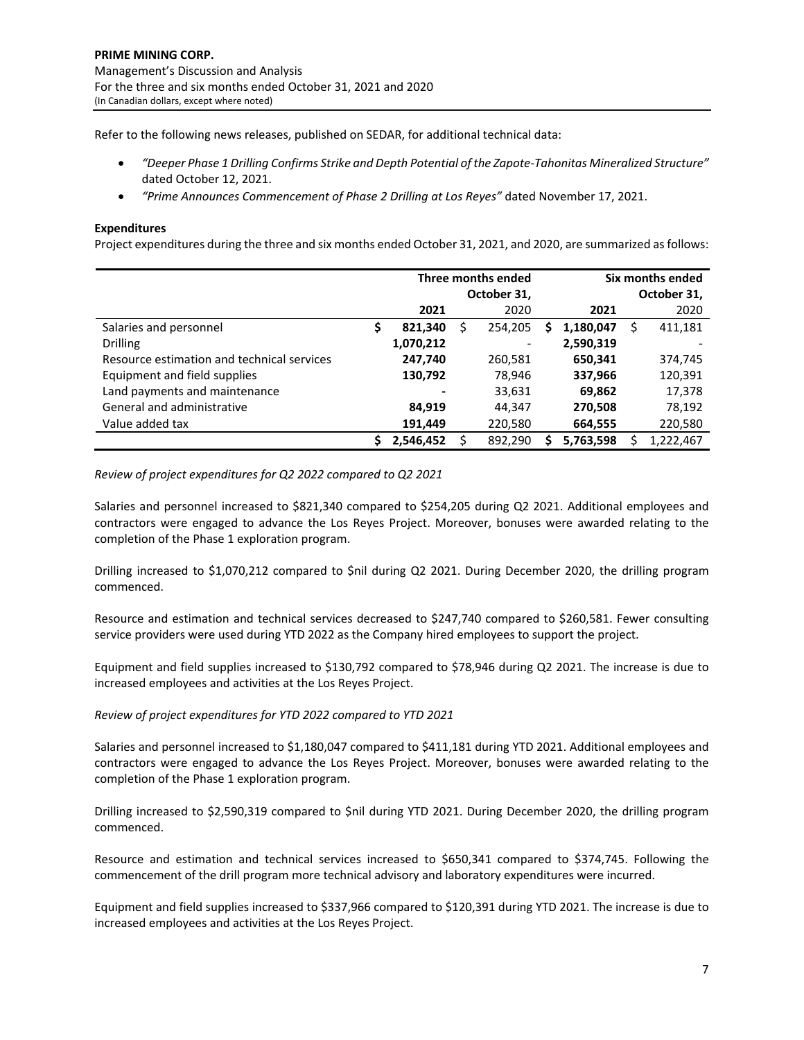Refer to the following news releases, published on SEDAR, for additional technical data:

- *"Deeper Phase 1 Drilling Confirms Strike and Depth Potential of the Zapote-Tahonitas Mineralized Structure"* dated October 12, 2021.
- *"Prime Announces Commencement of Phase 2 Drilling at Los Reyes"* dated November 17, 2021.

**Expenditures**

Project expenditures during the three and six months ended October 31, 2021, and 2020, are summarized as follows:

| | Three months ended October 31, | | Six months ended October 31, | |
|---|---|---|---|---|
| | **2021** | 2020 | **2021** | 2020 |
| Salaries and personnel | **$ 821,340** | $ 254,205 | **$ 1,180,047** | $ 411,181 |
| Drilling | **1,070,212** | - | **2,590,319** | - |
| Resource estimation and technical services | **247,740** | 260,581 | **650,341** | 374,745 |
| Equipment and field supplies | **130,792** | 78,946 | **337,966** | 120,391 |
| Land payments and maintenance | **-** | 33,631 | **69,862** | 17,378 |
| General and administrative | **84,919** | 44,347 | **270,508** | 78,192 |
| Value added tax | **191,449** | 220,580 | **664,555** | 220,580 |
| | **$ 2,546,452** | $ 892,290 | **$ 5,763,598** | $ 1,222,467 |

*Review of project expenditures for Q2 2022 compared to Q2 2021*

Salaries and personnel increased to $821,340 compared to $254,205 during Q2 2021. Additional employees and contractors were engaged to advance the Los Reyes Project. Moreover, bonuses were awarded relating to the completion of the Phase 1 exploration program.

Drilling increased to $1,070,212 compared to $nil during Q2 2021. During December 2020, the drilling program commenced.

Resource and estimation and technical services decreased to $247,740 compared to $260,581. Fewer consulting service providers were used during YTD 2022 as the Company hired employees to support the project.

Equipment and field supplies increased to $130,792 compared to $78,946 during Q2 2021. The increase is due to increased employees and activities at the Los Reyes Project.

*Review of project expenditures for YTD 2022 compared to YTD 2021*

Salaries and personnel increased to $1,180,047 compared to $411,181 during YTD 2021. Additional employees and contractors were engaged to advance the Los Reyes Project. Moreover, bonuses were awarded relating to the completion of the Phase 1 exploration program.

Drilling increased to $2,590,319 compared to $nil during YTD 2021. During December 2020, the drilling program commenced.

Resource and estimation and technical services increased to $650,341 compared to $374,745. Following the commencement of the drill program more technical advisory and laboratory expenditures were incurred.

Equipment and field supplies increased to $337,966 compared to $120,391 during YTD 2021. The increase is due to increased employees and activities at the Los Reyes Project.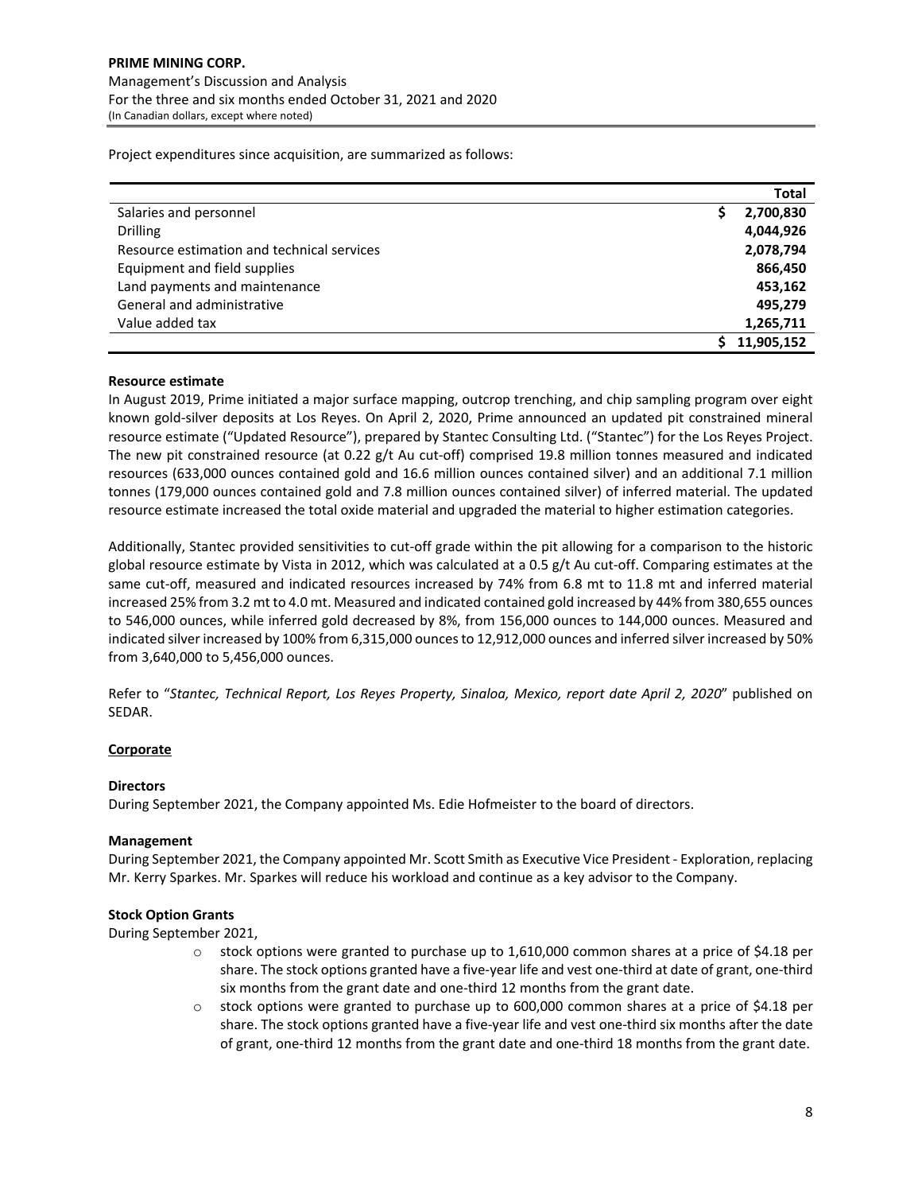Project expenditures since acquisition, are summarized as follows:

| | Total |
|---|---|
| Salaries and personnel | $ 2,700,830 |
| Drilling | 4,044,926 |
| Resource estimation and technical services | 2,078,794 |
| Equipment and field supplies | 866,450 |
| Land payments and maintenance | 453,162 |
| General and administrative | 495,279 |
| Value added tax | 1,265,711 |
| | $ 11,905,152 |

**Resource estimate**

In August 2019, Prime initiated a major surface mapping, outcrop trenching, and chip sampling program over eight known gold-silver deposits at Los Reyes. On April 2, 2020, Prime announced an updated pit constrained mineral resource estimate ("Updated Resource"), prepared by Stantec Consulting Ltd. ("Stantec") for the Los Reyes Project. The new pit constrained resource (at 0.22 g/t Au cut-off) comprised 19.8 million tonnes measured and indicated resources (633,000 ounces contained gold and 16.6 million ounces contained silver) and an additional 7.1 million tonnes (179,000 ounces contained gold and 7.8 million ounces contained silver) of inferred material. The updated resource estimate increased the total oxide material and upgraded the material to higher estimation categories.

Additionally, Stantec provided sensitivities to cut-off grade within the pit allowing for a comparison to the historic global resource estimate by Vista in 2012, which was calculated at a 0.5 g/t Au cut-off. Comparing estimates at the same cut-off, measured and indicated resources increased by 74% from 6.8 mt to 11.8 mt and inferred material increased 25% from 3.2 mt to 4.0 mt. Measured and indicated contained gold increased by 44% from 380,655 ounces to 546,000 ounces, while inferred gold decreased by 8%, from 156,000 ounces to 144,000 ounces. Measured and indicated silver increased by 100% from 6,315,000 ounces to 12,912,000 ounces and inferred silver increased by 50% from 3,640,000 to 5,456,000 ounces.

Refer to "*Stantec, Technical Report, Los Reyes Property, Sinaloa, Mexico, report date April 2, 2020*" published on SEDAR.

## Corporate

**Directors**

During September 2021, the Company appointed Ms. Edie Hofmeister to the board of directors.

**Management**

During September 2021, the Company appointed Mr. Scott Smith as Executive Vice President - Exploration, replacing Mr. Kerry Sparkes. Mr. Sparkes will reduce his workload and continue as a key advisor to the Company.

**Stock Option Grants**

During September 2021,

- stock options were granted to purchase up to 1,610,000 common shares at a price of $4.18 per share. The stock options granted have a five-year life and vest one-third at date of grant, one-third six months from the grant date and one-third 12 months from the grant date.
- stock options were granted to purchase up to 600,000 common shares at a price of $4.18 per share. The stock options granted have a five-year life and vest one-third six months after the date of grant, one-third 12 months from the grant date and one-third 18 months from the grant date.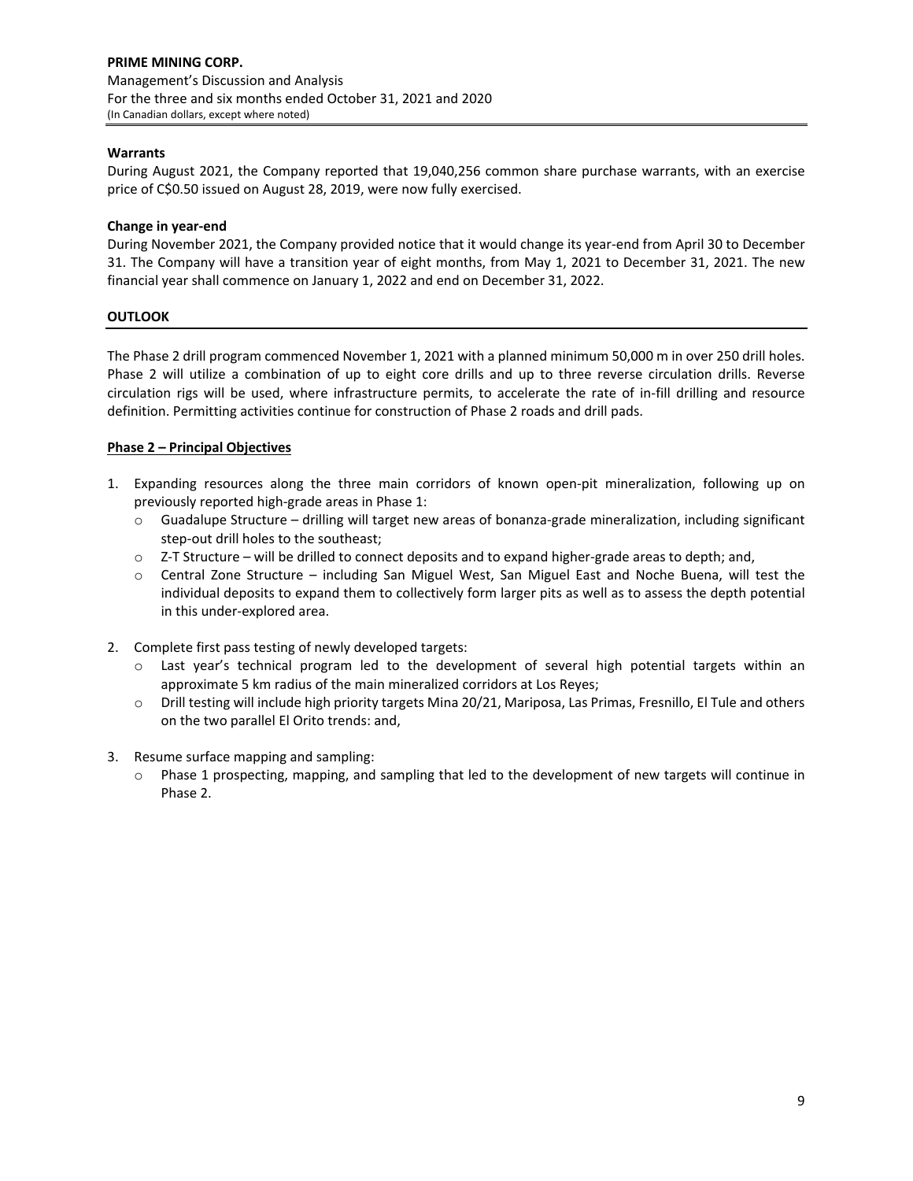**Warrants**

During August 2021, the Company reported that 19,040,256 common share purchase warrants, with an exercise price of C$0.50 issued on August 28, 2019, were now fully exercised.

**Change in year-end**

During November 2021, the Company provided notice that it would change its year-end from April 30 to December 31. The Company will have a transition year of eight months, from May 1, 2021 to December 31, 2021. The new financial year shall commence on January 1, 2022 and end on December 31, 2022.

## OUTLOOK

The Phase 2 drill program commenced November 1, 2021 with a planned minimum 50,000 m in over 250 drill holes. Phase 2 will utilize a combination of up to eight core drills and up to three reverse circulation drills. Reverse circulation rigs will be used, where infrastructure permits, to accelerate the rate of in-fill drilling and resource definition. Permitting activities continue for construction of Phase 2 roads and drill pads.

**Phase 2 – Principal Objectives**

1. Expanding resources along the three main corridors of known open-pit mineralization, following up on previously reported high-grade areas in Phase 1:
   - Guadalupe Structure – drilling will target new areas of bonanza-grade mineralization, including significant step-out drill holes to the southeast;
   - Z-T Structure – will be drilled to connect deposits and to expand higher-grade areas to depth; and,
   - Central Zone Structure – including San Miguel West, San Miguel East and Noche Buena, will test the individual deposits to expand them to collectively form larger pits as well as to assess the depth potential in this under-explored area.

2. Complete first pass testing of newly developed targets:
   - Last year's technical program led to the development of several high potential targets within an approximate 5 km radius of the main mineralized corridors at Los Reyes;
   - Drill testing will include high priority targets Mina 20/21, Mariposa, Las Primas, Fresnillo, El Tule and others on the two parallel El Orito trends: and,

3. Resume surface mapping and sampling:
   - Phase 1 prospecting, mapping, and sampling that led to the development of new targets will continue in Phase 2.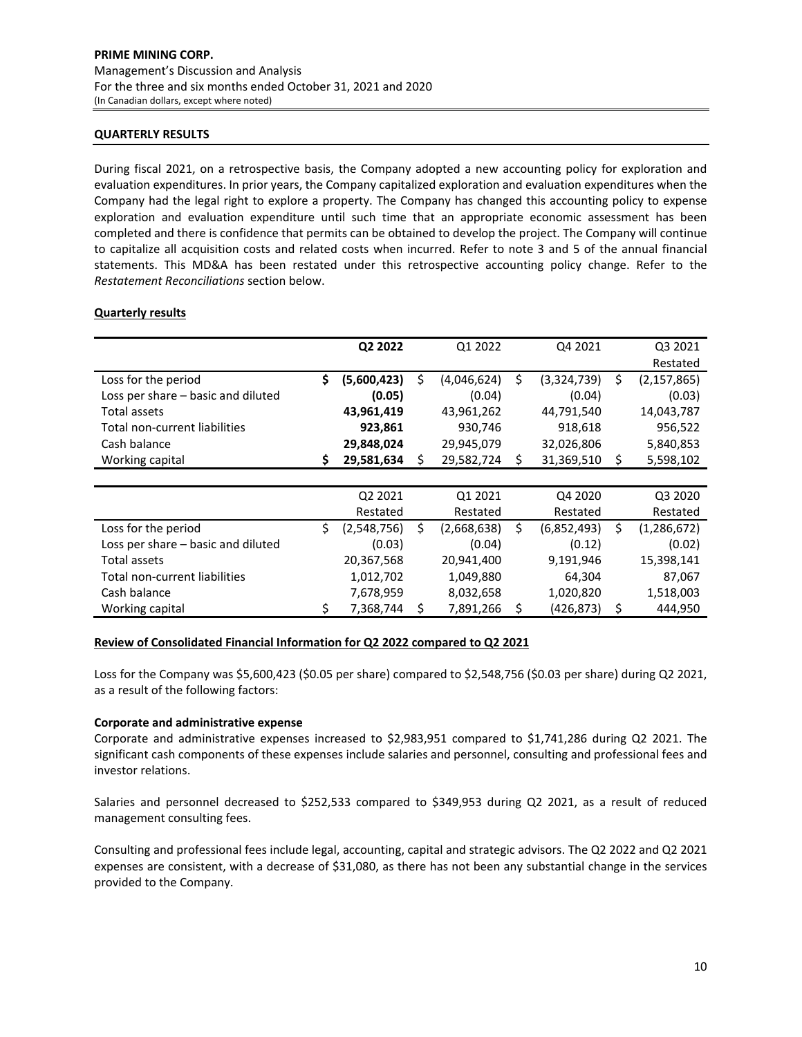## QUARTERLY RESULTS

During fiscal 2021, on a retrospective basis, the Company adopted a new accounting policy for exploration and evaluation expenditures. In prior years, the Company capitalized exploration and evaluation expenditures when the Company had the legal right to explore a property. The Company has changed this accounting policy to expense exploration and evaluation expenditure until such time that an appropriate economic assessment has been completed and there is confidence that permits can be obtained to develop the project. The Company will continue to capitalize all acquisition costs and related costs when incurred. Refer to note 3 and 5 of the annual financial statements. This MD&A has been restated under this retrospective accounting policy change. Refer to the *Restatement Reconciliations* section below.

### Quarterly results

| | **Q2 2022** | Q1 2022 | Q4 2021 | Q3 2021 Restated |
|---|---|---|---|---|
| Loss for the period | **$ (5,600,423)** | $ (4,046,624) | $ (3,324,739) | $ (2,157,865) |
| Loss per share – basic and diluted | **(0.05)** | (0.04) | (0.04) | (0.03) |
| Total assets | **43,961,419** | 43,961,262 | 44,791,540 | 14,043,787 |
| Total non-current liabilities | **923,861** | 930,746 | 918,618 | 956,522 |
| Cash balance | **29,848,024** | 29,945,079 | 32,026,806 | 5,840,853 |
| Working capital | **$ 29,581,634** | $ 29,582,724 | $ 31,369,510 | $ 5,598,102 |

| | Q2 2021 Restated | Q1 2021 Restated | Q4 2020 Restated | Q3 2020 Restated |
|---|---|---|---|---|
| Loss for the period | $ (2,548,756) | $ (2,668,638) | $ (6,852,493) | $ (1,286,672) |
| Loss per share – basic and diluted | (0.03) | (0.04) | (0.12) | (0.02) |
| Total assets | 20,367,568 | 20,941,400 | 9,191,946 | 15,398,141 |
| Total non-current liabilities | 1,012,702 | 1,049,880 | 64,304 | 87,067 |
| Cash balance | 7,678,959 | 8,032,658 | 1,020,820 | 1,518,003 |
| Working capital | $ 7,368,744 | $ 7,891,266 | $ (426,873) | $ 444,950 |

### Review of Consolidated Financial Information for Q2 2022 compared to Q2 2021

Loss for the Company was $5,600,423 ($0.05 per share) compared to $2,548,756 ($0.03 per share) during Q2 2021, as a result of the following factors:

**Corporate and administrative expense**

Corporate and administrative expenses increased to $2,983,951 compared to $1,741,286 during Q2 2021. The significant cash components of these expenses include salaries and personnel, consulting and professional fees and investor relations.

Salaries and personnel decreased to $252,533 compared to $349,953 during Q2 2021, as a result of reduced management consulting fees.

Consulting and professional fees include legal, accounting, capital and strategic advisors. The Q2 2022 and Q2 2021 expenses are consistent, with a decrease of $31,080, as there has not been any substantial change in the services provided to the Company.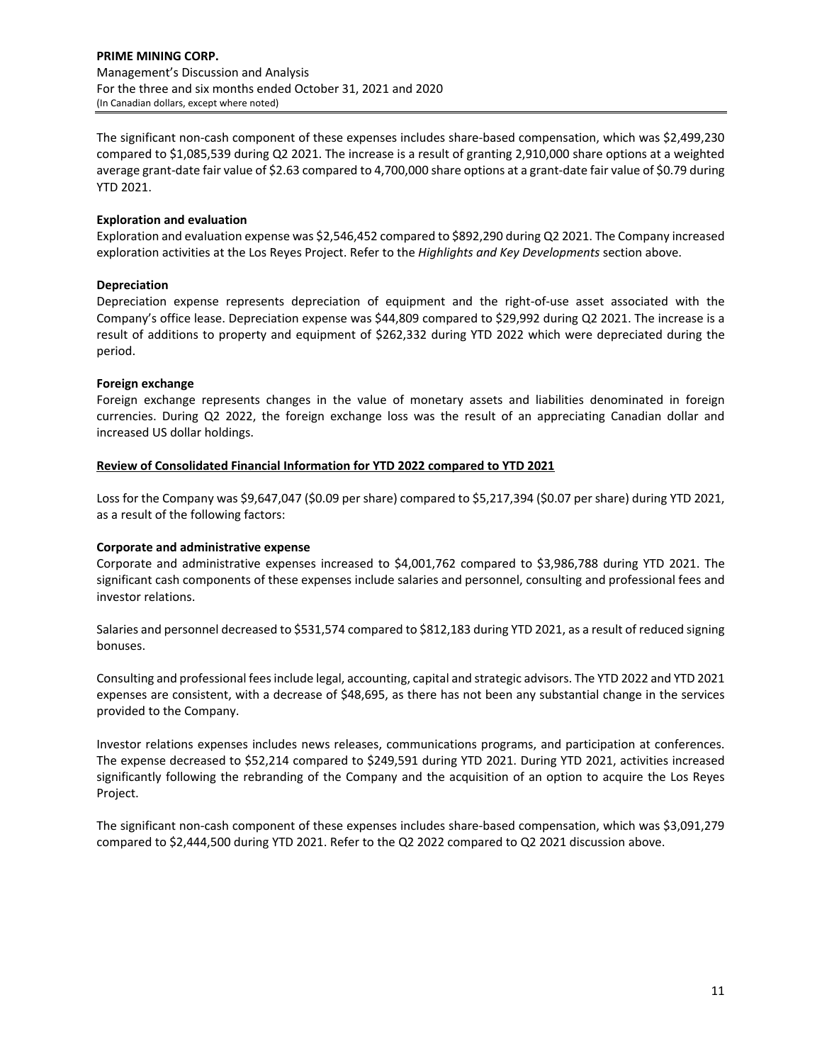The significant non-cash component of these expenses includes share-based compensation, which was $2,499,230 compared to $1,085,539 during Q2 2021. The increase is a result of granting 2,910,000 share options at a weighted average grant-date fair value of $2.63 compared to 4,700,000 share options at a grant-date fair value of $0.79 during YTD 2021.

**Exploration and evaluation**

Exploration and evaluation expense was $2,546,452 compared to $892,290 during Q2 2021. The Company increased exploration activities at the Los Reyes Project. Refer to the *Highlights and Key Developments* section above.

**Depreciation**

Depreciation expense represents depreciation of equipment and the right-of-use asset associated with the Company's office lease. Depreciation expense was $44,809 compared to $29,992 during Q2 2021. The increase is a result of additions to property and equipment of $262,332 during YTD 2022 which were depreciated during the period.

**Foreign exchange**

Foreign exchange represents changes in the value of monetary assets and liabilities denominated in foreign currencies. During Q2 2022, the foreign exchange loss was the result of an appreciating Canadian dollar and increased US dollar holdings.

**Review of Consolidated Financial Information for YTD 2022 compared to YTD 2021**

Loss for the Company was $9,647,047 ($0.09 per share) compared to $5,217,394 ($0.07 per share) during YTD 2021, as a result of the following factors:

**Corporate and administrative expense**

Corporate and administrative expenses increased to $4,001,762 compared to $3,986,788 during YTD 2021. The significant cash components of these expenses include salaries and personnel, consulting and professional fees and investor relations.

Salaries and personnel decreased to $531,574 compared to $812,183 during YTD 2021, as a result of reduced signing bonuses.

Consulting and professional fees include legal, accounting, capital and strategic advisors. The YTD 2022 and YTD 2021 expenses are consistent, with a decrease of $48,695, as there has not been any substantial change in the services provided to the Company.

Investor relations expenses includes news releases, communications programs, and participation at conferences. The expense decreased to $52,214 compared to $249,591 during YTD 2021. During YTD 2021, activities increased significantly following the rebranding of the Company and the acquisition of an option to acquire the Los Reyes Project.

The significant non-cash component of these expenses includes share-based compensation, which was $3,091,279 compared to $2,444,500 during YTD 2021. Refer to the Q2 2022 compared to Q2 2021 discussion above.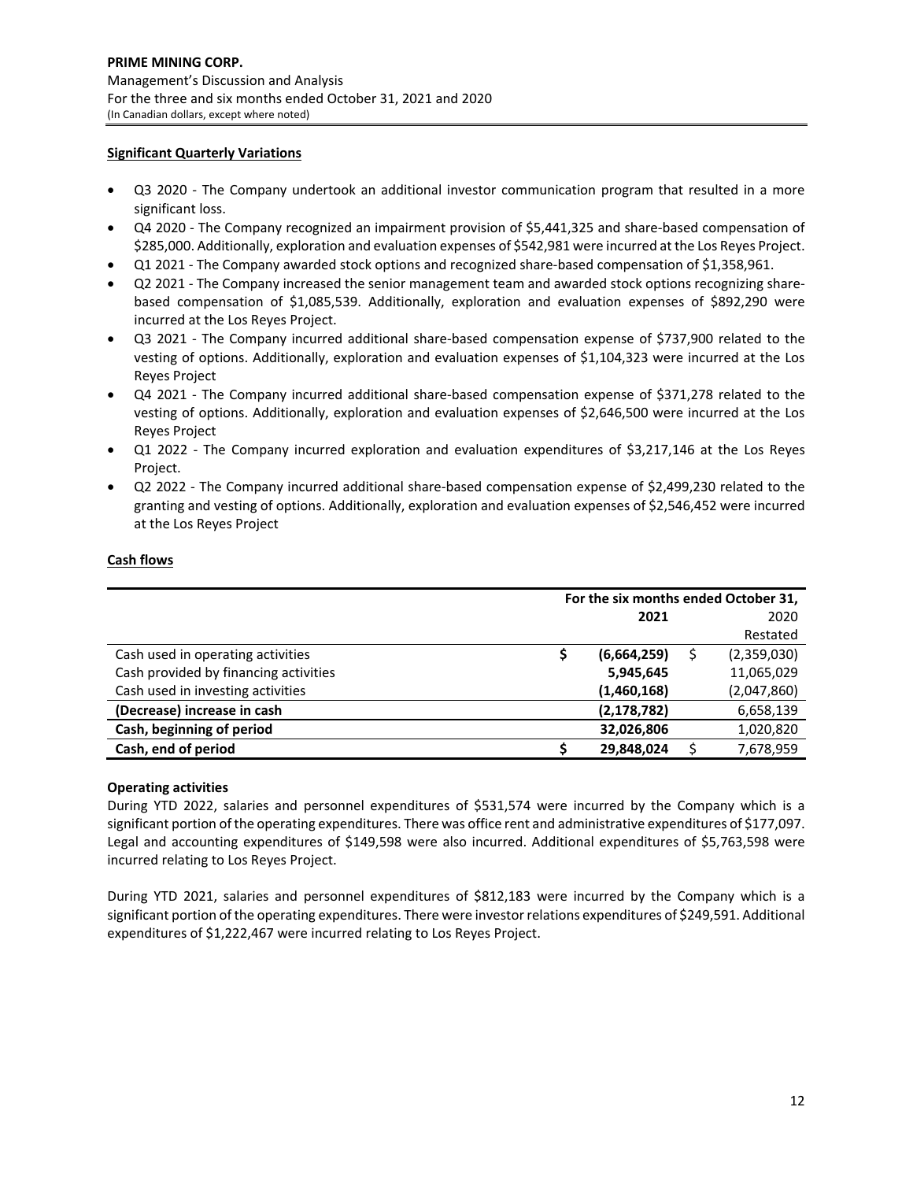#### Significant Quarterly Variations

- Q3 2020 - The Company undertook an additional investor communication program that resulted in a more significant loss.
- Q4 2020 - The Company recognized an impairment provision of $5,441,325 and share-based compensation of $285,000. Additionally, exploration and evaluation expenses of $542,981 were incurred at the Los Reyes Project.
- Q1 2021 - The Company awarded stock options and recognized share-based compensation of $1,358,961.
- Q2 2021 - The Company increased the senior management team and awarded stock options recognizing share-based compensation of $1,085,539. Additionally, exploration and evaluation expenses of $892,290 were incurred at the Los Reyes Project.
- Q3 2021 - The Company incurred additional share-based compensation expense of $737,900 related to the vesting of options. Additionally, exploration and evaluation expenses of $1,104,323 were incurred at the Los Reyes Project
- Q4 2021 - The Company incurred additional share-based compensation expense of $371,278 related to the vesting of options. Additionally, exploration and evaluation expenses of $2,646,500 were incurred at the Los Reyes Project
- Q1 2022 - The Company incurred exploration and evaluation expenditures of $3,217,146 at the Los Reyes Project.
- Q2 2022 - The Company incurred additional share-based compensation expense of $2,499,230 related to the granting and vesting of options. Additionally, exploration and evaluation expenses of $2,546,452 were incurred at the Los Reyes Project

#### Cash flows

| | For the six months ended October 31, 2021 | 2020 Restated |
|---|---|---|
| Cash used in operating activities | $ (6,664,259) | $ (2,359,030) |
| Cash provided by financing activities | 5,945,645 | 11,065,029 |
| Cash used in investing activities | (1,460,168) | (2,047,860) |
| **(Decrease) increase in cash** | **(2,178,782)** | 6,658,139 |
| **Cash, beginning of period** | **32,026,806** | 1,020,820 |
| **Cash, end of period** | **$ 29,848,024** | $ 7,678,959 |

**Operating activities**

During YTD 2022, salaries and personnel expenditures of $531,574 were incurred by the Company which is a significant portion of the operating expenditures. There was office rent and administrative expenditures of $177,097. Legal and accounting expenditures of $149,598 were also incurred. Additional expenditures of $5,763,598 were incurred relating to Los Reyes Project.

During YTD 2021, salaries and personnel expenditures of $812,183 were incurred by the Company which is a significant portion of the operating expenditures. There were investor relations expenditures of $249,591. Additional expenditures of $1,222,467 were incurred relating to Los Reyes Project.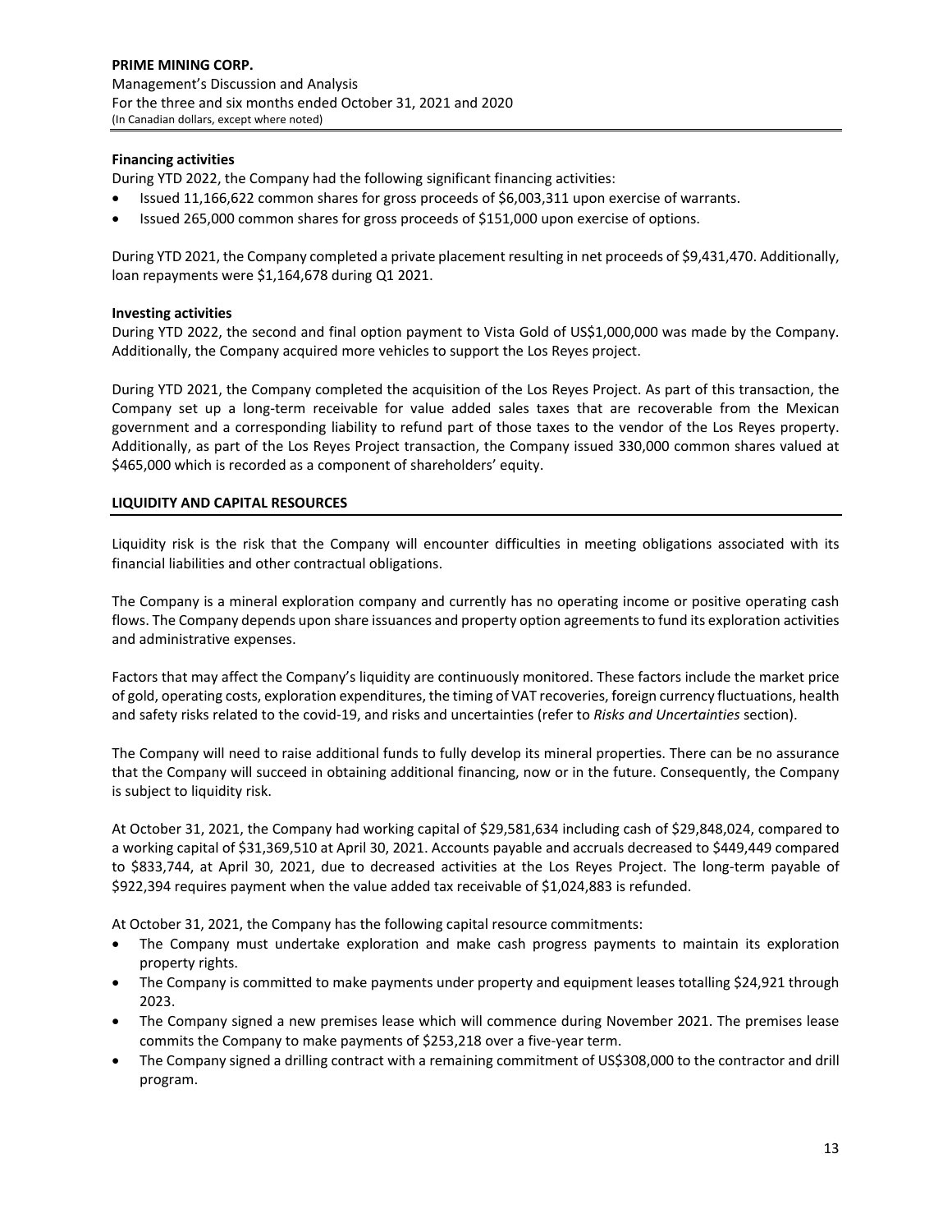**Financing activities**

During YTD 2022, the Company had the following significant financing activities:

- Issued 11,166,622 common shares for gross proceeds of $6,003,311 upon exercise of warrants.
- Issued 265,000 common shares for gross proceeds of $151,000 upon exercise of options.

During YTD 2021, the Company completed a private placement resulting in net proceeds of $9,431,470. Additionally, loan repayments were $1,164,678 during Q1 2021.

**Investing activities**

During YTD 2022, the second and final option payment to Vista Gold of US$1,000,000 was made by the Company. Additionally, the Company acquired more vehicles to support the Los Reyes project.

During YTD 2021, the Company completed the acquisition of the Los Reyes Project. As part of this transaction, the Company set up a long-term receivable for value added sales taxes that are recoverable from the Mexican government and a corresponding liability to refund part of those taxes to the vendor of the Los Reyes property. Additionally, as part of the Los Reyes Project transaction, the Company issued 330,000 common shares valued at $465,000 which is recorded as a component of shareholders' equity.

## LIQUIDITY AND CAPITAL RESOURCES

Liquidity risk is the risk that the Company will encounter difficulties in meeting obligations associated with its financial liabilities and other contractual obligations.

The Company is a mineral exploration company and currently has no operating income or positive operating cash flows. The Company depends upon share issuances and property option agreements to fund its exploration activities and administrative expenses.

Factors that may affect the Company's liquidity are continuously monitored. These factors include the market price of gold, operating costs, exploration expenditures, the timing of VAT recoveries, foreign currency fluctuations, health and safety risks related to the covid-19, and risks and uncertainties (refer to *Risks and Uncertainties* section).

The Company will need to raise additional funds to fully develop its mineral properties. There can be no assurance that the Company will succeed in obtaining additional financing, now or in the future. Consequently, the Company is subject to liquidity risk.

At October 31, 2021, the Company had working capital of $29,581,634 including cash of $29,848,024, compared to a working capital of $31,369,510 at April 30, 2021. Accounts payable and accruals decreased to $449,449 compared to $833,744, at April 30, 2021, due to decreased activities at the Los Reyes Project. The long-term payable of $922,394 requires payment when the value added tax receivable of $1,024,883 is refunded.

At October 31, 2021, the Company has the following capital resource commitments:

- The Company must undertake exploration and make cash progress payments to maintain its exploration property rights.
- The Company is committed to make payments under property and equipment leases totalling $24,921 through 2023.
- The Company signed a new premises lease which will commence during November 2021. The premises lease commits the Company to make payments of $253,218 over a five-year term.
- The Company signed a drilling contract with a remaining commitment of US$308,000 to the contractor and drill program.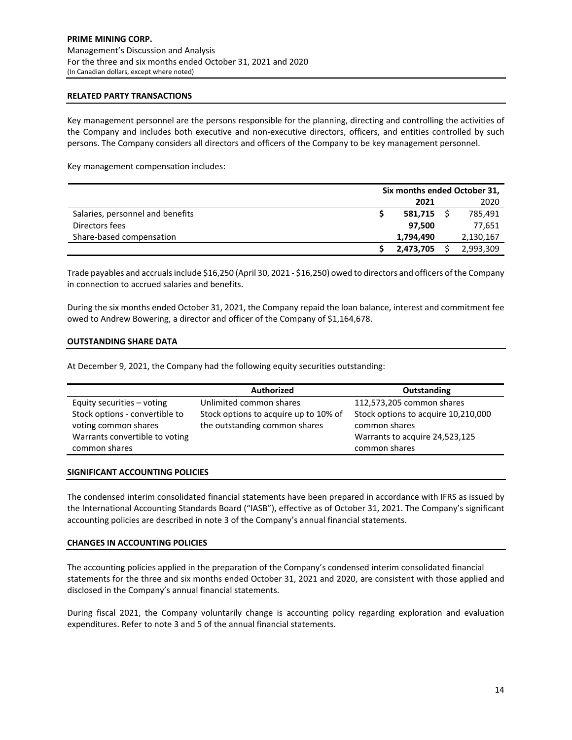## RELATED PARTY TRANSACTIONS

Key management personnel are the persons responsible for the planning, directing and controlling the activities of the Company and includes both executive and non-executive directors, officers, and entities controlled by such persons. The Company considers all directors and officers of the Company to be key management personnel.

Key management compensation includes:

| | Six months ended October 31, | |
|---|---|---|
| | **2021** | 2020 |
| Salaries, personnel and benefits | **$ 581,715** | $ 785,491 |
| Directors fees | **97,500** | 77,651 |
| Share-based compensation | **1,794,490** | 2,130,167 |
| | **$ 2,473,705** | $ 2,993,309 |

Trade payables and accruals include $16,250 (April 30, 2021 - $16,250) owed to directors and officers of the Company in connection to accrued salaries and benefits.

During the six months ended October 31, 2021, the Company repaid the loan balance, interest and commitment fee owed to Andrew Bowering, a director and officer of the Company of $1,164,678.

## OUTSTANDING SHARE DATA

At December 9, 2021, the Company had the following equity securities outstanding:

| | Authorized | Outstanding |
|---|---|---|
| Equity securities – voting | Unlimited common shares | 112,573,205 common shares |
| Stock options - convertible to voting common shares | Stock options to acquire up to 10% of the outstanding common shares | Stock options to acquire 10,210,000 common shares |
| Warrants convertible to voting common shares | | Warrants to acquire 24,523,125 common shares |

## SIGNIFICANT ACCOUNTING POLICIES

The condensed interim consolidated financial statements have been prepared in accordance with IFRS as issued by the International Accounting Standards Board ("IASB"), effective as of October 31, 2021. The Company's significant accounting policies are described in note 3 of the Company's annual financial statements.

## CHANGES IN ACCOUNTING POLICIES

The accounting policies applied in the preparation of the Company's condensed interim consolidated financial statements for the three and six months ended October 31, 2021 and 2020, are consistent with those applied and disclosed in the Company's annual financial statements.

During fiscal 2021, the Company voluntarily change is accounting policy regarding exploration and evaluation expenditures. Refer to note 3 and 5 of the annual financial statements.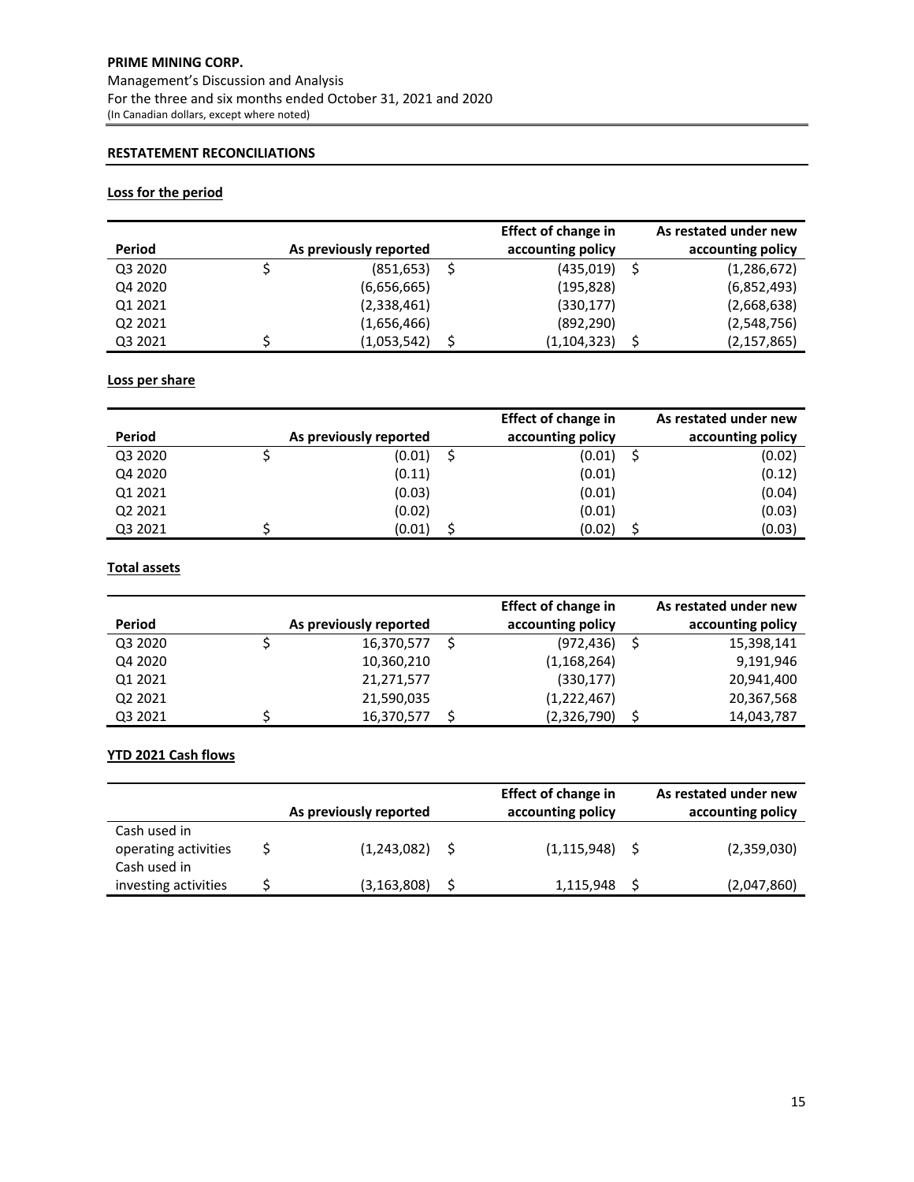## RESTATEMENT RECONCILIATIONS

### Loss for the period

| Period | As previously reported | Effect of change in accounting policy | As restated under new accounting policy |
|---|---|---|---|
| Q3 2020 | $ (851,653) | $ (435,019) | $ (1,286,672) |
| Q4 2020 | (6,656,665) | (195,828) | (6,852,493) |
| Q1 2021 | (2,338,461) | (330,177) | (2,668,638) |
| Q2 2021 | (1,656,466) | (892,290) | (2,548,756) |
| Q3 2021 | $ (1,053,542) | $ (1,104,323) | $ (2,157,865) |

### Loss per share

| Period | As previously reported | Effect of change in accounting policy | As restated under new accounting policy |
|---|---|---|---|
| Q3 2020 | $ (0.01) | $ (0.01) | $ (0.02) |
| Q4 2020 | (0.11) | (0.01) | (0.12) |
| Q1 2021 | (0.03) | (0.01) | (0.04) |
| Q2 2021 | (0.02) | (0.01) | (0.03) |
| Q3 2021 | $ (0.01) | $ (0.02) | $ (0.03) |

### Total assets

| Period | As previously reported | Effect of change in accounting policy | As restated under new accounting policy |
|---|---|---|---|
| Q3 2020 | $ 16,370,577 | $ (972,436) | $ 15,398,141 |
| Q4 2020 | 10,360,210 | (1,168,264) | 9,191,946 |
| Q1 2021 | 21,271,577 | (330,177) | 20,941,400 |
| Q2 2021 | 21,590,035 | (1,222,467) | 20,367,568 |
| Q3 2021 | $ 16,370,577 | $ (2,326,790) | $ 14,043,787 |

### YTD 2021 Cash flows

| | As previously reported | Effect of change in accounting policy | As restated under new accounting policy |
|---|---|---|---|
| Cash used in operating activities | $ (1,243,082) | $ (1,115,948) | $ (2,359,030) |
| Cash used in investing activities | $ (3,163,808) | $ 1,115,948 | $ (2,047,860) |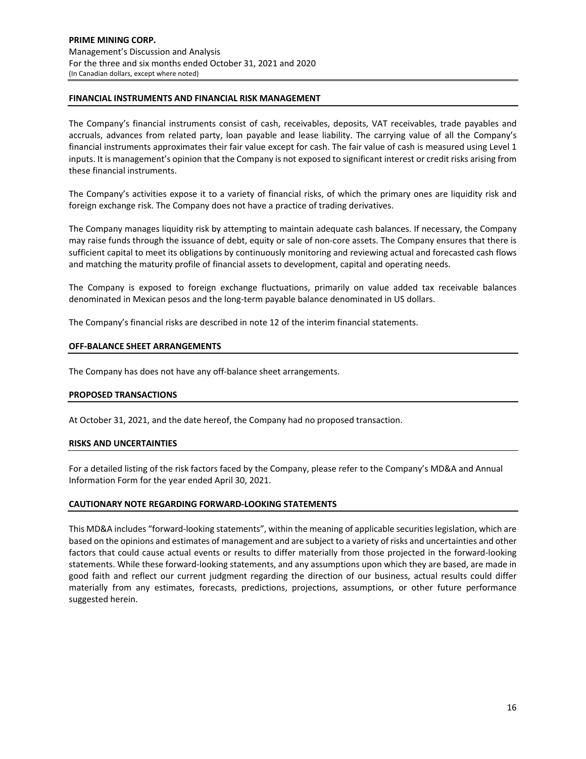## FINANCIAL INSTRUMENTS AND FINANCIAL RISK MANAGEMENT

The Company's financial instruments consist of cash, receivables, deposits, VAT receivables, trade payables and accruals, advances from related party, loan payable and lease liability. The carrying value of all the Company's financial instruments approximates their fair value except for cash. The fair value of cash is measured using Level 1 inputs. It is management's opinion that the Company is not exposed to significant interest or credit risks arising from these financial instruments.

The Company's activities expose it to a variety of financial risks, of which the primary ones are liquidity risk and foreign exchange risk. The Company does not have a practice of trading derivatives.

The Company manages liquidity risk by attempting to maintain adequate cash balances. If necessary, the Company may raise funds through the issuance of debt, equity or sale of non-core assets. The Company ensures that there is sufficient capital to meet its obligations by continuously monitoring and reviewing actual and forecasted cash flows and matching the maturity profile of financial assets to development, capital and operating needs.

The Company is exposed to foreign exchange fluctuations, primarily on value added tax receivable balances denominated in Mexican pesos and the long-term payable balance denominated in US dollars.

The Company's financial risks are described in note 12 of the interim financial statements.

## OFF-BALANCE SHEET ARRANGEMENTS

The Company has does not have any off-balance sheet arrangements.

## PROPOSED TRANSACTIONS

At October 31, 2021, and the date hereof, the Company had no proposed transaction.

## RISKS AND UNCERTAINTIES

For a detailed listing of the risk factors faced by the Company, please refer to the Company's MD&A and Annual Information Form for the year ended April 30, 2021.

## CAUTIONARY NOTE REGARDING FORWARD-LOOKING STATEMENTS

This MD&A includes "forward-looking statements", within the meaning of applicable securities legislation, which are based on the opinions and estimates of management and are subject to a variety of risks and uncertainties and other factors that could cause actual events or results to differ materially from those projected in the forward-looking statements. While these forward-looking statements, and any assumptions upon which they are based, are made in good faith and reflect our current judgment regarding the direction of our business, actual results could differ materially from any estimates, forecasts, predictions, projections, assumptions, or other future performance suggested herein.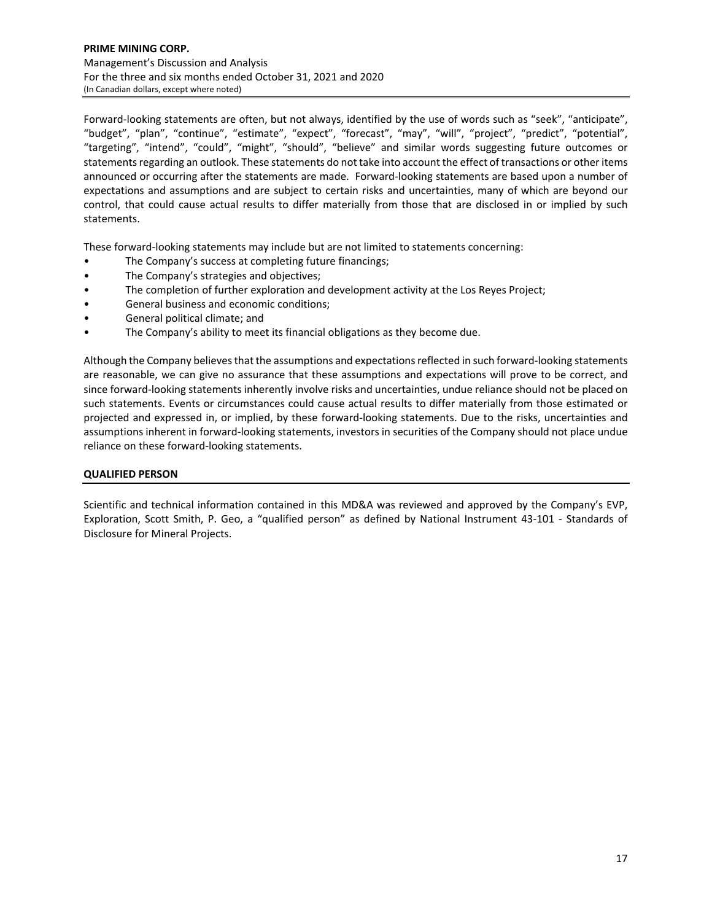Forward-looking statements are often, but not always, identified by the use of words such as "seek", "anticipate", "budget", "plan", "continue", "estimate", "expect", "forecast", "may", "will", "project", "predict", "potential", "targeting", "intend", "could", "might", "should", "believe" and similar words suggesting future outcomes or statements regarding an outlook. These statements do not take into account the effect of transactions or other items announced or occurring after the statements are made. Forward-looking statements are based upon a number of expectations and assumptions and are subject to certain risks and uncertainties, many of which are beyond our control, that could cause actual results to differ materially from those that are disclosed in or implied by such statements.

These forward-looking statements may include but are not limited to statements concerning:

- The Company's success at completing future financings;
- The Company's strategies and objectives;
- The completion of further exploration and development activity at the Los Reyes Project;
- General business and economic conditions;
- General political climate; and
- The Company's ability to meet its financial obligations as they become due.

Although the Company believes that the assumptions and expectations reflected in such forward-looking statements are reasonable, we can give no assurance that these assumptions and expectations will prove to be correct, and since forward-looking statements inherently involve risks and uncertainties, undue reliance should not be placed on such statements. Events or circumstances could cause actual results to differ materially from those estimated or projected and expressed in, or implied, by these forward-looking statements. Due to the risks, uncertainties and assumptions inherent in forward-looking statements, investors in securities of the Company should not place undue reliance on these forward-looking statements.

## QUALIFIED PERSON

Scientific and technical information contained in this MD&A was reviewed and approved by the Company's EVP, Exploration, Scott Smith, P. Geo, a "qualified person" as defined by National Instrument 43-101 - Standards of Disclosure for Mineral Projects.